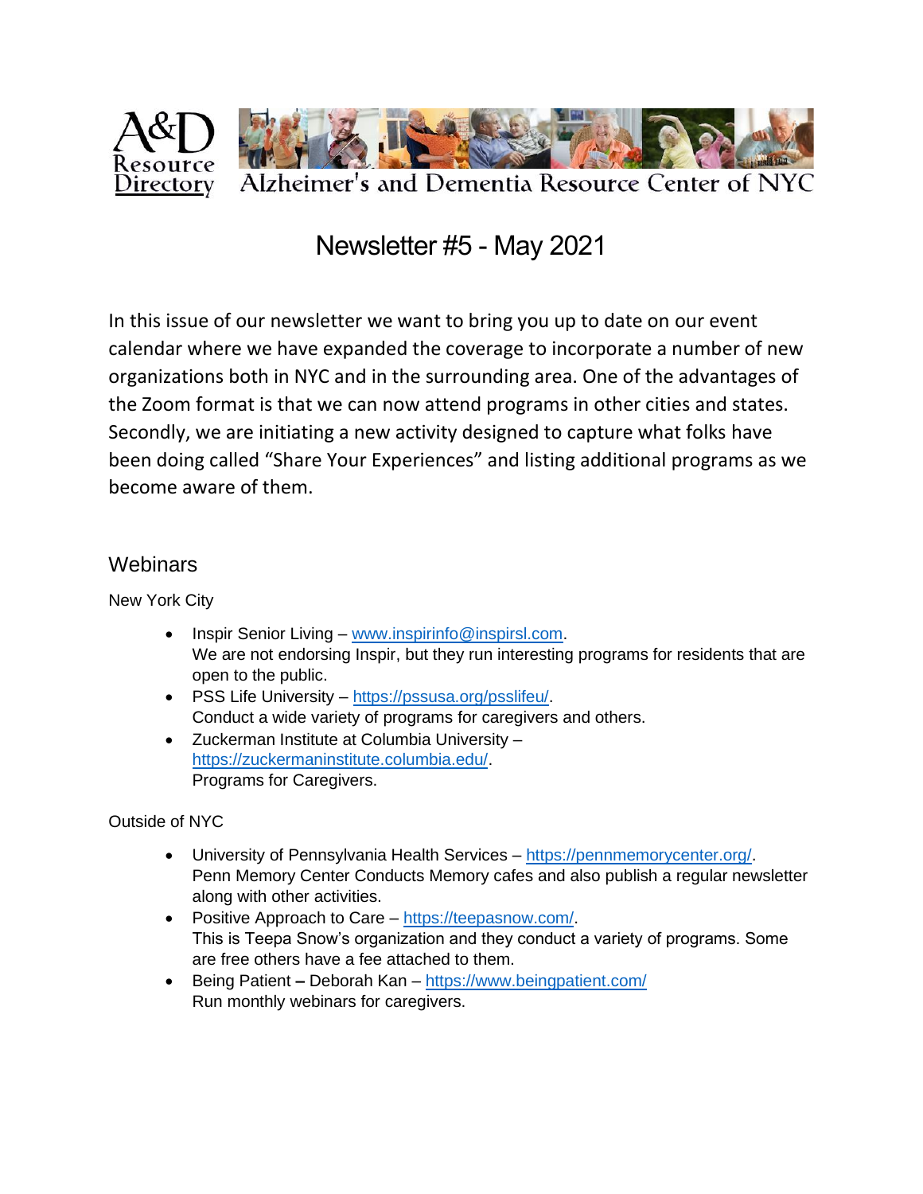A&D Resource Directory

Alzheimer's and Dementia Resource Center of NYC

# Newsletter #5 - May 2021

In this issue of our newsletter we want to bring you up to date on our event calendar where we have expanded the coverage to incorporate a number of new organizations both in NYC and in the surrounding area. One of the advantages of the Zoom format is that we can now attend programs in other cities and states. Secondly, we are initiating a new activity designed to capture what folks have been doing called "Share Your Experiences" and listing additional programs as we become aware of them.

## Webinars

New York City

- Inspir Senior Living – www.inspirinfo@inspirsl.com.
  We are not endorsing Inspir, but they run interesting programs for residents that are open to the public.
- PSS Life University – https://pssusa.org/psslifeu/.
  Conduct a wide variety of programs for caregivers and others.
- Zuckerman Institute at Columbia University – https://zuckermaninstitute.columbia.edu/.
  Programs for Caregivers.

Outside of NYC

- University of Pennsylvania Health Services – https://pennmemorycenter.org/.
  Penn Memory Center Conducts Memory cafes and also publish a regular newsletter along with other activities.
- Positive Approach to Care – https://teepasnow.com/.
  This is Teepa Snow's organization and they conduct a variety of programs. Some are free others have a fee attached to them.
- Being Patient **–** Deborah Kan – https://www.beingpatient.com/
  Run monthly webinars for caregivers.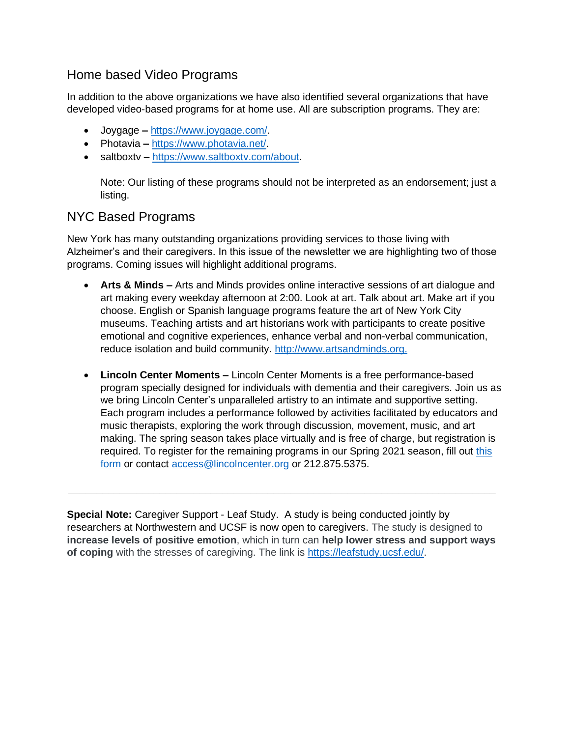## Home based Video Programs

In addition to the above organizations we have also identified several organizations that have developed video-based programs for at home use. All are subscription programs. They are:

- Joygage – https://www.joygage.com/.
- Photavia – https://www.photavia.net/.
- saltboxtv – https://www.saltboxtv.com/about.

  Note: Our listing of these programs should not be interpreted as an endorsement; just a listing.

## NYC Based Programs

New York has many outstanding organizations providing services to those living with Alzheimer's and their caregivers. In this issue of the newsletter we are highlighting two of those programs. Coming issues will highlight additional programs.

- **Arts & Minds –** Arts and Minds provides online interactive sessions of art dialogue and art making every weekday afternoon at 2:00. Look at art. Talk about art. Make art if you choose. English or Spanish language programs feature the art of New York City museums. Teaching artists and art historians work with participants to create positive emotional and cognitive experiences, enhance verbal and non-verbal communication, reduce isolation and build community. http://www.artsandminds.org.

- **Lincoln Center Moments –** Lincoln Center Moments is a free performance-based program specially designed for individuals with dementia and their caregivers. Join us as we bring Lincoln Center's unparalleled artistry to an intimate and supportive setting. Each program includes a performance followed by activities facilitated by educators and music therapists, exploring the work through discussion, movement, music, and art making. The spring season takes place virtually and is free of charge, but registration is required. To register for the remaining programs in our Spring 2021 season, fill out this form or contact access@lincolncenter.org or 212.875.5375.

---

**Special Note:** Caregiver Support - Leaf Study. A study is being conducted jointly by researchers at Northwestern and UCSF is now open to caregivers. The study is designed to **increase levels of positive emotion**, which in turn can **help lower stress and support ways of coping** with the stresses of caregiving. The link is https://leafstudy.ucsf.edu/.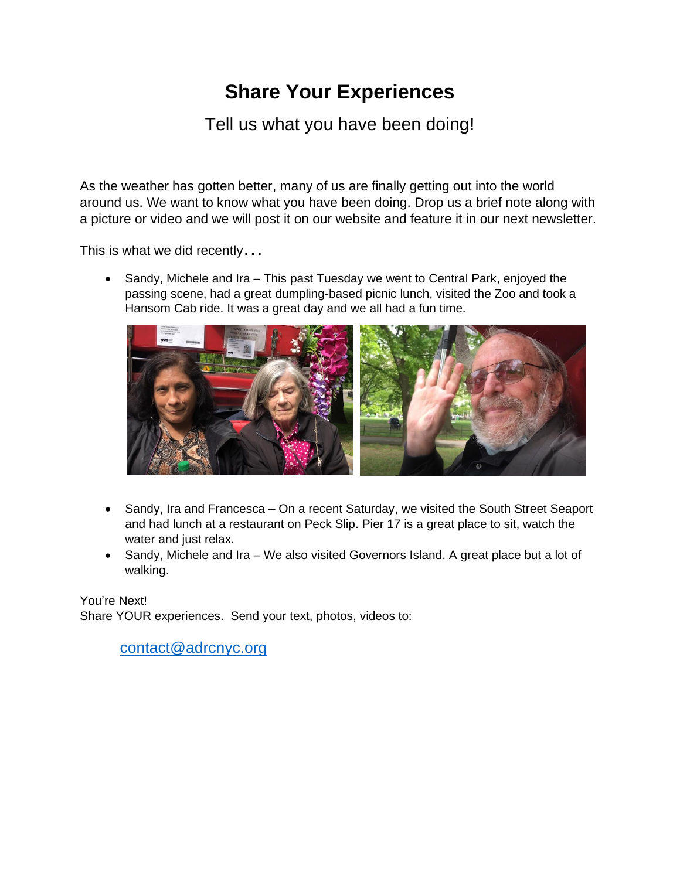# Share Your Experiences

## Tell us what you have been doing!

As the weather has gotten better, many of us are finally getting out into the world around us. We want to know what you have been doing. Drop us a brief note along with a picture or video and we will post it on our website and feature it in our next newsletter.

This is what we did recently...

- Sandy, Michele and Ira – This past Tuesday we went to Central Park, enjoyed the passing scene, had a great dumpling-based picnic lunch, visited the Zoo and took a Hansom Cab ride. It was a great day and we all had a fun time.
- Sandy, Ira and Francesca – On a recent Saturday, we visited the South Street Seaport and had lunch at a restaurant on Peck Slip. Pier 17 is a great place to sit, watch the water and just relax.
- Sandy, Michele and Ira – We also visited Governors Island. A great place but a lot of walking.

You're Next!
Share YOUR experiences. Send your text, photos, videos to:

contact@adrcnyc.org